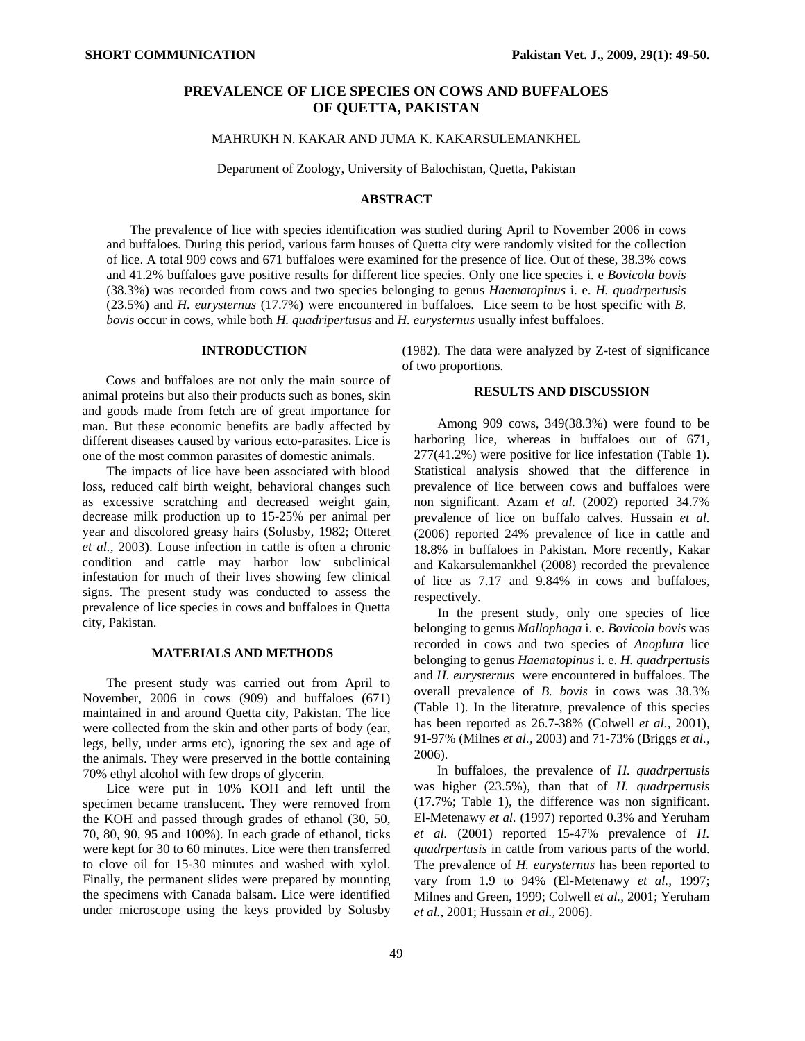**SHORT COMMUNICATION**

# PREVALENCE OF LICE SPECIES ON COWS AND BUFFALOES OF QUETTA, PAKISTAN

MAHRUKH N. KAKAR AND JUMA K. KAKARSULEMANKHEL

Department of Zoology, University of Balochistan, Quetta, Pakistan

## ABSTRACT

The prevalence of lice with species identification was studied during April to November 2006 in cows and buffaloes. During this period, various farm houses of Quetta city were randomly visited for the collection of lice. A total 909 cows and 671 buffaloes were examined for the presence of lice. Out of these, 38.3% cows and 41.2% buffaloes gave positive results for different lice species. Only one lice species i. e *Bovicola bovis* (38.3%) was recorded from cows and two species belonging to genus *Haematopinus* i. e. *H. quadrpertusis* (23.5%) and *H. eurysternus* (17.7%) were encountered in buffaloes. Lice seem to be host specific with *B. bovis* occur in cows, while both *H. quadripertusus* and *H. eurysternus* usually infest buffaloes.

## INTRODUCTION

Cows and buffaloes are not only the main source of animal proteins but also their products such as bones, skin and goods made from fetch are of great importance for man. But these economic benefits are badly affected by different diseases caused by various ecto-parasites. Lice is one of the most common parasites of domestic animals.

The impacts of lice have been associated with blood loss, reduced calf birth weight, behavioral changes such as excessive scratching and decreased weight gain, decrease milk production up to 15-25% per animal per year and discolored greasy hairs (Solusby, 1982; Otteret *et al.,* 2003). Louse infection in cattle is often a chronic condition and cattle may harbor low subclinical infestation for much of their lives showing few clinical signs. The present study was conducted to assess the prevalence of lice species in cows and buffaloes in Quetta city, Pakistan.

## MATERIALS AND METHODS

The present study was carried out from April to November, 2006 in cows (909) and buffaloes (671) maintained in and around Quetta city, Pakistan. The lice were collected from the skin and other parts of body (ear, legs, belly, under arms etc), ignoring the sex and age of the animals. They were preserved in the bottle containing 70% ethyl alcohol with few drops of glycerin.

Lice were put in 10% KOH and left until the specimen became translucent. They were removed from the KOH and passed through grades of ethanol (30, 50, 70, 80, 90, 95 and 100%). In each grade of ethanol, ticks were kept for 30 to 60 minutes. Lice were then transferred to clove oil for 15-30 minutes and washed with xylol. Finally, the permanent slides were prepared by mounting the specimens with Canada balsam. Lice were identified under microscope using the keys provided by Solusby (1982). The data were analyzed by Z-test of significance of two proportions.

## RESULTS AND DISCUSSION

Among 909 cows, 349(38.3%) were found to be harboring lice, whereas in buffaloes out of 671, 277(41.2%) were positive for lice infestation (Table 1). Statistical analysis showed that the difference in prevalence of lice between cows and buffaloes were non significant. Azam *et al.* (2002) reported 34.7% prevalence of lice on buffalo calves. Hussain *et al.* (2006) reported 24% prevalence of lice in cattle and 18.8% in buffaloes in Pakistan. More recently, Kakar and Kakarsulemankhel (2008) recorded the prevalence of lice as 7.17 and 9.84% in cows and buffaloes, respectively.

In the present study, only one species of lice belonging to genus *Mallophaga* i. e. *Bovicola bovis* was recorded in cows and two species of *Anoplura* lice belonging to genus *Haematopinus* i. e. *H. quadrpertusis* and *H. eurysternus* were encountered in buffaloes. The overall prevalence of *B. bovis* in cows was 38.3% (Table 1). In the literature, prevalence of this species has been reported as 26.7-38% (Colwell *et al.,* 2001), 91-97% (Milnes *et al.,* 2003) and 71-73% (Briggs *et al.,* 2006).

In buffaloes, the prevalence of *H. quadrpertusis* was higher (23.5%), than that of *H. quadrpertusis* (17.7%; Table 1), the difference was non significant. El-Metenawy *et al.* (1997) reported 0.3% and Yeruham *et al.* (2001) reported 15-47% prevalence of *H. quadrpertusis* in cattle from various parts of the world. The prevalence of *H. eurysternus* has been reported to vary from 1.9 to 94% (El-Metenawy *et al.,* 1997; Milnes and Green, 1999; Colwell *et al.,* 2001; Yeruham *et al.,* 2001; Hussain *et al.,* 2006).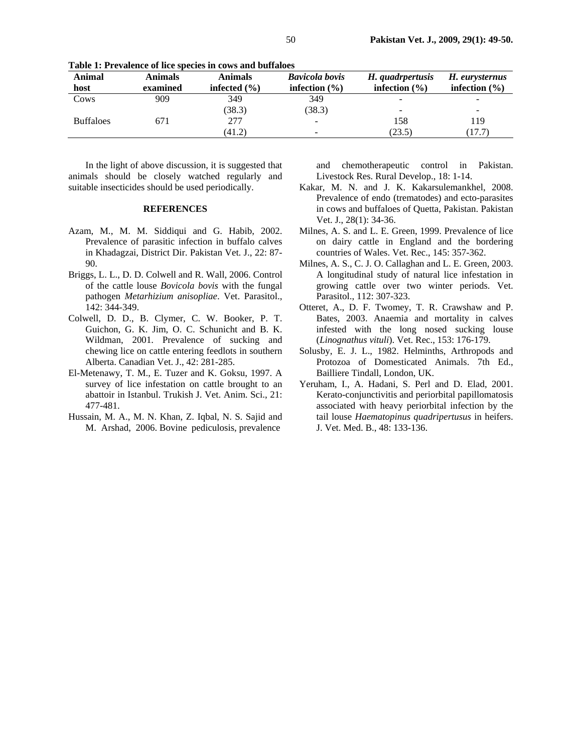**Table 1: Prevalence of lice species in cows and buffaloes**

| Animal host | Animals examined | Animals infected (%) | *Bavicola bovis* infection (%) | *H. quadrpertusis* infection (%) | *H. eurysternus* infection (%) |
|---|---|---|---|---|---|
| Cows | 909 | 349 | 349 | - | - |
| | | (38.3) | (38.3) | - | - |
| Buffaloes | 671 | 277 | - | 158 | 119 |
| | | (41.2) | - | (23.5) | (17.7) |

In the light of above discussion, it is suggested that animals should be closely watched regularly and suitable insecticides should be used periodically.

## REFERENCES

Azam, M., M. M. Siddiqui and G. Habib, 2002. Prevalence of parasitic infection in buffalo calves in Khadagzai, District Dir. Pakistan Vet. J., 22: 87-90.

Briggs, L. L., D. D. Colwell and R. Wall, 2006. Control of the cattle louse *Bovicola bovis* with the fungal pathogen *Metarhizium anisopliae*. Vet. Parasitol., 142: 344-349.

Colwell, D. D., B. Clymer, C. W. Booker, P. T. Guichon, G. K. Jim, O. C. Schunicht and B. K. Wildman, 2001. Prevalence of sucking and chewing lice on cattle entering feedlots in southern Alberta. Canadian Vet. J., 42: 281-285.

El-Metenawy, T. M., E. Tuzer and K. Goksu, 1997. A survey of lice infestation on cattle brought to an abattoir in Istanbul. Trukish J. Vet. Anim. Sci., 21: 477-481.

Hussain, M. A., M. N. Khan, Z. Iqbal, N. S. Sajid and M. Arshad, 2006. Bovine pediculosis, prevalence and chemotherapeutic control in Pakistan. Livestock Res. Rural Develop., 18: 1-14.

Kakar, M. N. and J. K. Kakarsulemankhel, 2008. Prevalence of endo (trematodes) and ecto-parasites in cows and buffaloes of Quetta, Pakistan. Pakistan Vet. J., 28(1): 34-36.

Milnes, A. S. and L. E. Green, 1999. Prevalence of lice on dairy cattle in England and the bordering countries of Wales. Vet. Rec., 145: 357-362.

Milnes, A. S., C. J. O. Callaghan and L. E. Green, 2003. A longitudinal study of natural lice infestation in growing cattle over two winter periods. Vet. Parasitol., 112: 307-323.

Otteret, A., D. F. Twomey, T. R. Crawshaw and P. Bates, 2003. Anaemia and mortality in calves infested with the long nosed sucking louse (*Linognathus vituli*). Vet. Rec., 153: 176-179.

Solusby, E. J. L., 1982. Helminths, Arthropods and Protozoa of Domesticated Animals. 7th Ed., Bailliere Tindall, London, UK.

Yeruham, I., A. Hadani, S. Perl and D. Elad, 2001. Kerato-conjunctivitis and periorbital papillomatosis associated with heavy periorbital infection by the tail louse *Haematopinus quadripertusus* in heifers. J. Vet. Med. B., 48: 133-136.